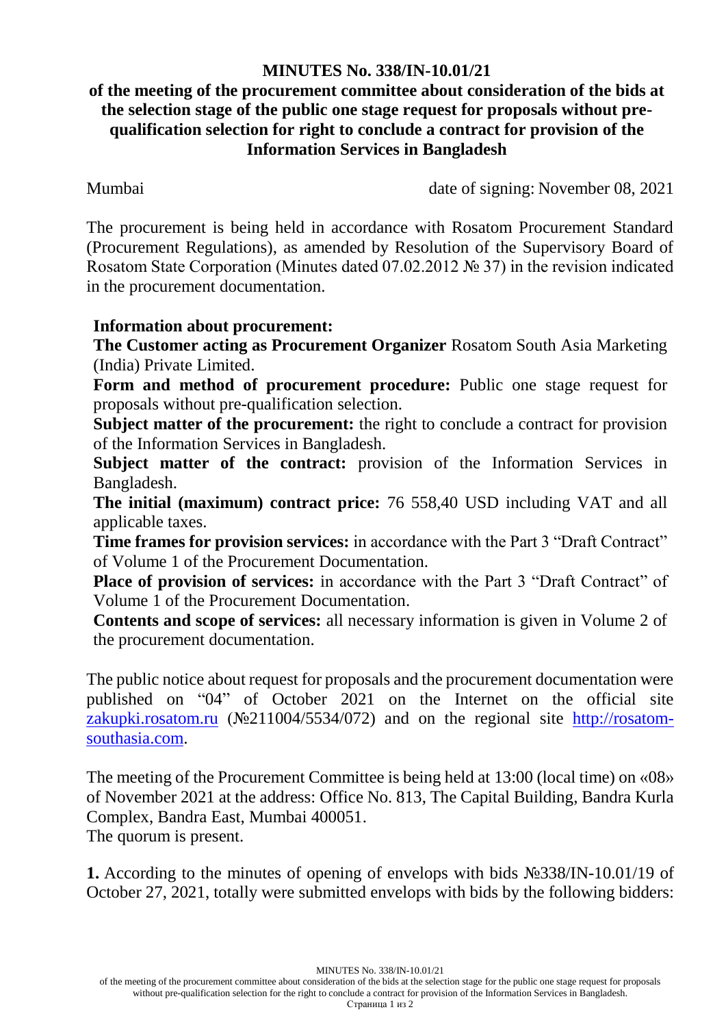# MINUTES No. 338/IN-10.01/21

## of the meeting of the procurement committee about consideration of the bids at the selection stage of the public one stage request for proposals without pre-qualification selection for right to conclude a contract for provision of the Information Services in Bangladesh

Mumbai date of signing: November 08, 2021

The procurement is being held in accordance with Rosatom Procurement Standard (Procurement Regulations), as amended by Resolution of the Supervisory Board of Rosatom State Corporation (Minutes dated 07.02.2012 № 37) in the revision indicated in the procurement documentation.

**Information about procurement:**

**The Customer acting as Procurement Organizer** Rosatom South Asia Marketing (India) Private Limited.

**Form and method of procurement procedure:** Public one stage request for proposals without pre-qualification selection.

**Subject matter of the procurement:** the right to conclude a contract for provision of the Information Services in Bangladesh.

**Subject matter of the contract:** provision of the Information Services in Bangladesh.

**The initial (maximum) contract price:** 76 558,40 USD including VAT and all applicable taxes.

**Time frames for provision services:** in accordance with the Part 3 "Draft Contract" of Volume 1 of the Procurement Documentation.

**Place of provision of services:** in accordance with the Part 3 "Draft Contract" of Volume 1 of the Procurement Documentation.

**Contents and scope of services:** all necessary information is given in Volume 2 of the procurement documentation.

The public notice about request for proposals and the procurement documentation were published on "04" of October 2021 on the Internet on the official site zakupki.rosatom.ru (№211004/5534/072) and on the regional site http://rosatom-southasia.com.

The meeting of the Procurement Committee is being held at 13:00 (local time) on «08» of November 2021 at the address: Office No. 813, The Capital Building, Bandra Kurla Complex, Bandra East, Mumbai 400051.

The quorum is present.

**1.** According to the minutes of opening of envelops with bids №338/IN-10.01/19 of October 27, 2021, totally were submitted envelops with bids by the following bidders: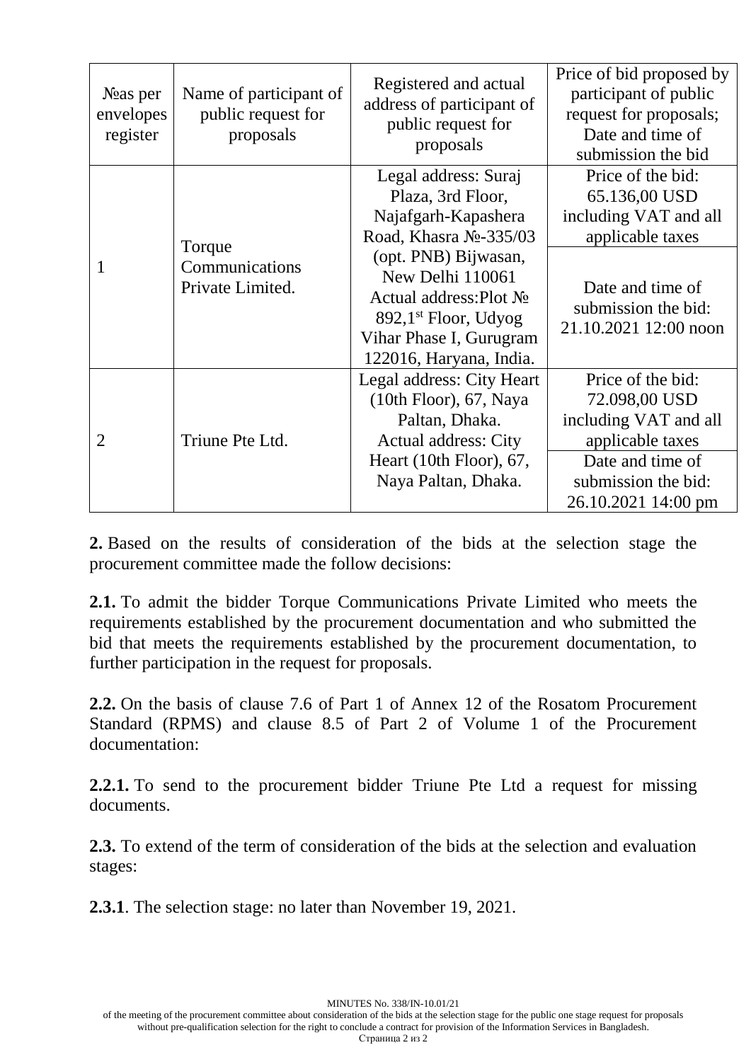| №as per envelopes register | Name of participant of public request for proposals | Registered and actual address of participant of public request for proposals | Price of bid proposed by participant of public request for proposals; Date and time of submission the bid |
|---|---|---|---|
| 1 | Torque Communications Private Limited. | Legal address: Suraj Plaza, 3rd Floor, Najafgarh-Kapashera Road, Khasra №-335/03 (opt. PNB) Bijwasan, New Delhi 110061 Actual address:Plot № 892,1st Floor, Udyog Vihar Phase I, Gurugram 122016, Haryana, India. | Price of the bid: 65.136,00 USD including VAT and all applicable taxes |
| | | | Date and time of submission the bid: 21.10.2021 12:00 noon |
| 2 | Triune Pte Ltd. | Legal address: City Heart (10th Floor), 67, Naya Paltan, Dhaka. Actual address: City Heart (10th Floor), 67, Naya Paltan, Dhaka. | Price of the bid: 72.098,00 USD including VAT and all applicable taxes |
| | | | Date and time of submission the bid: 26.10.2021 14:00 pm |

**2.** Based on the results of consideration of the bids at the selection stage the procurement committee made the follow decisions:

**2.1.** To admit the bidder Torque Communications Private Limited who meets the requirements established by the procurement documentation and who submitted the bid that meets the requirements established by the procurement documentation, to further participation in the request for proposals.

**2.2.** On the basis of clause 7.6 of Part 1 of Annex 12 of the Rosatom Procurement Standard (RPMS) and clause 8.5 of Part 2 of Volume 1 of the Procurement documentation:

**2.2.1.** To send to the procurement bidder Triune Pte Ltd a request for missing documents.

**2.3.** To extend of the term of consideration of the bids at the selection and evaluation stages:

**2.3.1**. The selection stage: no later than November 19, 2021.